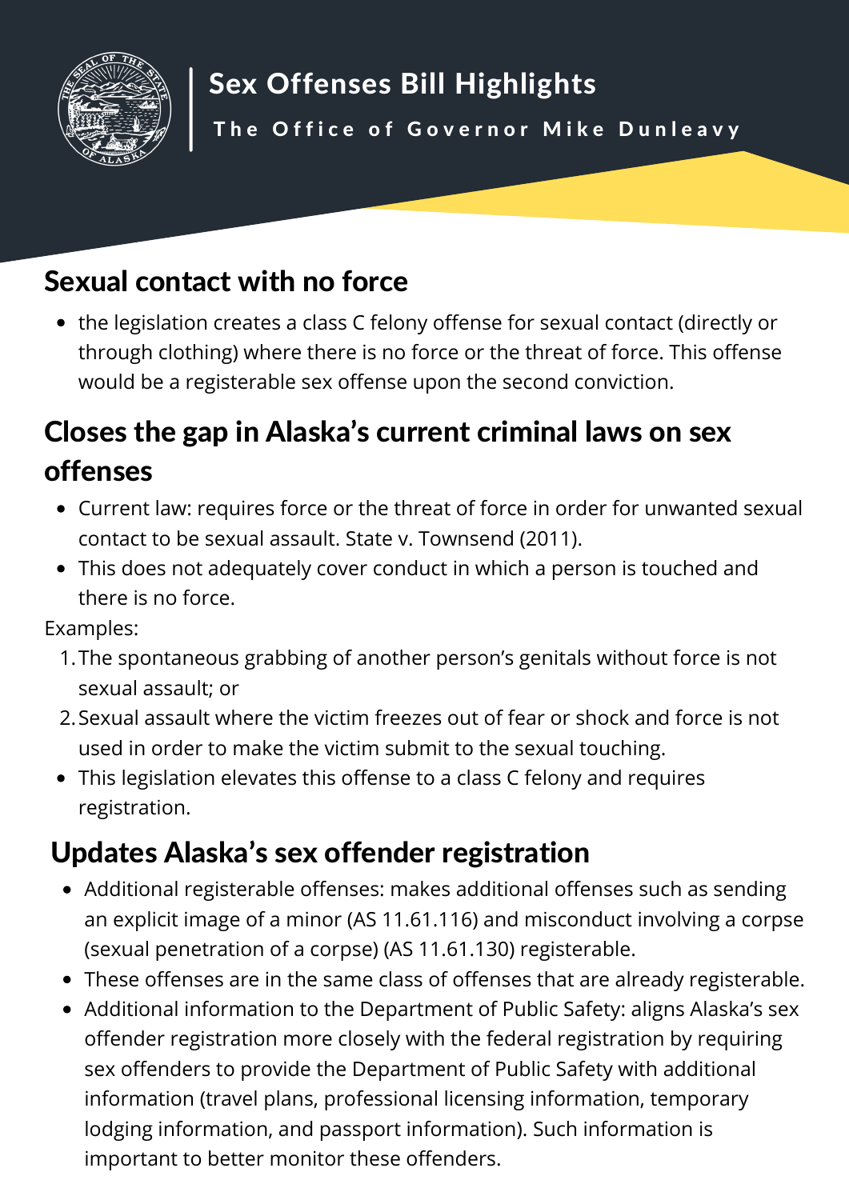# Sex Offenses Bill Highlights

**The Office of Governor Mike Dunleavy**

## Sexual contact with no force

- the legislation creates a class C felony offense for sexual contact (directly or through clothing) where there is no force or the threat of force. This offense would be a registerable sex offense upon the second conviction.

## Closes the gap in Alaska's current criminal laws on sex offenses

- Current law: requires force or the threat of force in order for unwanted sexual contact to be sexual assault. State v. Townsend (2011).
- This does not adequately cover conduct in which a person is touched and there is no force.

Examples:

1. The spontaneous grabbing of another person's genitals without force is not sexual assault; or
2. Sexual assault where the victim freezes out of fear or shock and force is not used in order to make the victim submit to the sexual touching.

- This legislation elevates this offense to a class C felony and requires registration.

## Updates Alaska's sex offender registration

- Additional registerable offenses: makes additional offenses such as sending an explicit image of a minor (AS 11.61.116) and misconduct involving a corpse (sexual penetration of a corpse) (AS 11.61.130) registerable.
- These offenses are in the same class of offenses that are already registerable.
- Additional information to the Department of Public Safety: aligns Alaska's sex offender registration more closely with the federal registration by requiring sex offenders to provide the Department of Public Safety with additional information (travel plans, professional licensing information, temporary lodging information, and passport information). Such information is important to better monitor these offenders.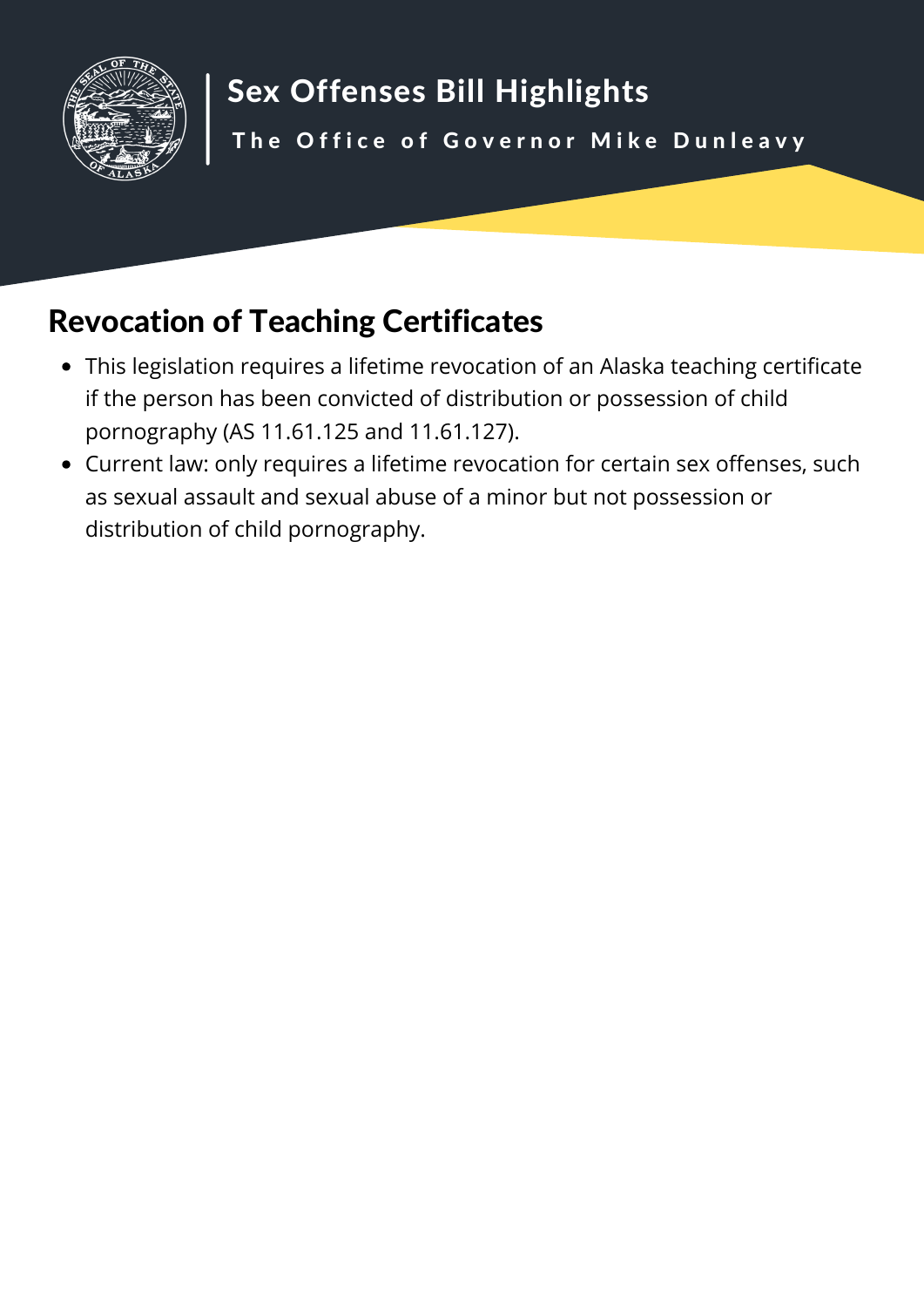## Revocation of Teaching Certificates

- This legislation requires a lifetime revocation of an Alaska teaching certificate if the person has been convicted of distribution or possession of child pornography (AS 11.61.125 and 11.61.127).
- Current law: only requires a lifetime revocation for certain sex offenses, such as sexual assault and sexual abuse of a minor but not possession or distribution of child pornography.